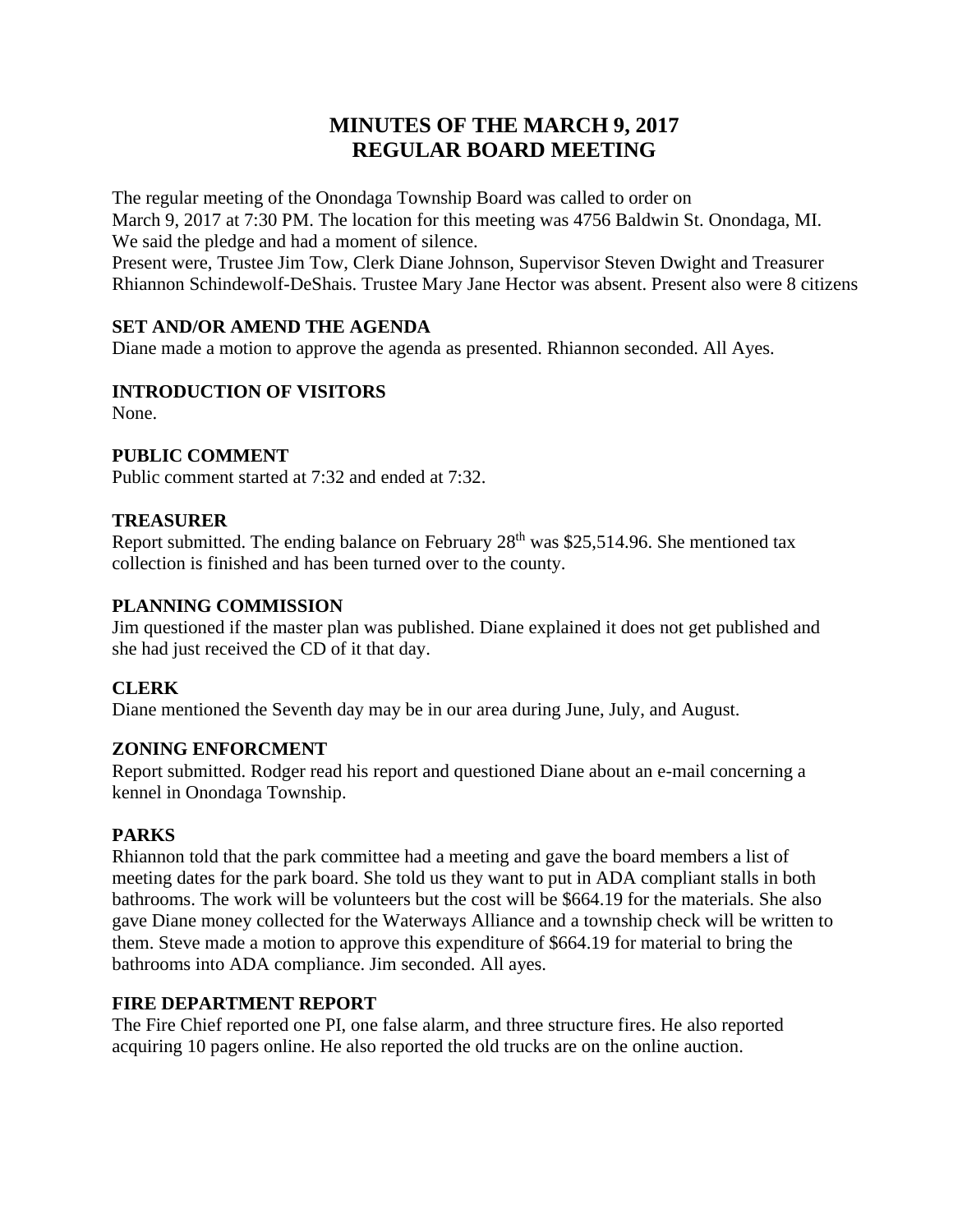# MINUTES OF THE MARCH 9, 2017
# REGULAR BOARD MEETING

The regular meeting of the Onondaga Township Board was called to order on March 9, 2017 at 7:30 PM. The location for this meeting was 4756 Baldwin St. Onondaga, MI. We said the pledge and had a moment of silence.
Present were, Trustee Jim Tow, Clerk Diane Johnson, Supervisor Steven Dwight and Treasurer Rhiannon Schindewolf-DeShais. Trustee Mary Jane Hector was absent. Present also were 8 citizens

**SET AND/OR AMEND THE AGENDA**
Diane made a motion to approve the agenda as presented. Rhiannon seconded. All Ayes.

**INTRODUCTION OF VISITORS**
None.

**PUBLIC COMMENT**
Public comment started at 7:32 and ended at 7:32.

**TREASURER**
Report submitted. The ending balance on February 28th was $25,514.96. She mentioned tax collection is finished and has been turned over to the county.

**PLANNING COMMISSION**
Jim questioned if the master plan was published. Diane explained it does not get published and she had just received the CD of it that day.

**CLERK**
Diane mentioned the Seventh day may be in our area during June, July, and August.

**ZONING ENFORCMENT**
Report submitted. Rodger read his report and questioned Diane about an e-mail concerning a kennel in Onondaga Township.

**PARKS**
Rhiannon told that the park committee had a meeting and gave the board members a list of meeting dates for the park board. She told us they want to put in ADA compliant stalls in both bathrooms. The work will be volunteers but the cost will be $664.19 for the materials. She also gave Diane money collected for the Waterways Alliance and a township check will be written to them. Steve made a motion to approve this expenditure of $664.19 for material to bring the bathrooms into ADA compliance. Jim seconded. All ayes.

**FIRE DEPARTMENT REPORT**
The Fire Chief reported one PI, one false alarm, and three structure fires. He also reported acquiring 10 pagers online. He also reported the old trucks are on the online auction.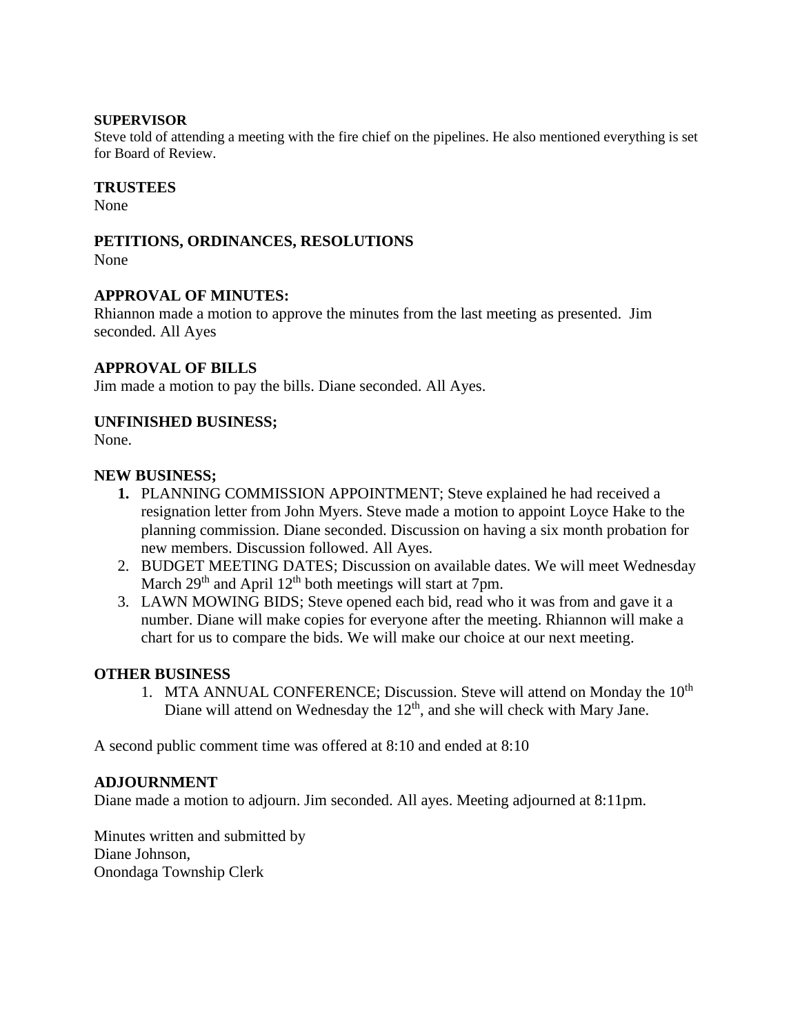**SUPERVISOR**
Steve told of attending a meeting with the fire chief on the pipelines. He also mentioned everything is set for Board of Review.

**TRUSTEES**
None

**PETITIONS, ORDINANCES, RESOLUTIONS**
None

**APPROVAL OF MINUTES:**
Rhiannon made a motion to approve the minutes from the last meeting as presented. Jim seconded. All Ayes

**APPROVAL OF BILLS**
Jim made a motion to pay the bills. Diane seconded. All Ayes.

**UNFINISHED BUSINESS;**
None.

**NEW BUSINESS;**

1. PLANNING COMMISSION APPOINTMENT; Steve explained he had received a resignation letter from John Myers. Steve made a motion to appoint Loyce Hake to the planning commission. Diane seconded. Discussion on having a six month probation for new members. Discussion followed. All Ayes.
2. BUDGET MEETING DATES; Discussion on available dates. We will meet Wednesday March 29th and April 12th both meetings will start at 7pm.
3. LAWN MOWING BIDS; Steve opened each bid, read who it was from and gave it a number. Diane will make copies for everyone after the meeting. Rhiannon will make a chart for us to compare the bids. We will make our choice at our next meeting.

**OTHER BUSINESS**

1. MTA ANNUAL CONFERENCE; Discussion. Steve will attend on Monday the 10th Diane will attend on Wednesday the 12th, and she will check with Mary Jane.

A second public comment time was offered at 8:10 and ended at 8:10

**ADJOURNMENT**
Diane made a motion to adjourn. Jim seconded. All ayes. Meeting adjourned at 8:11pm.

Minutes written and submitted by
Diane Johnson,
Onondaga Township Clerk